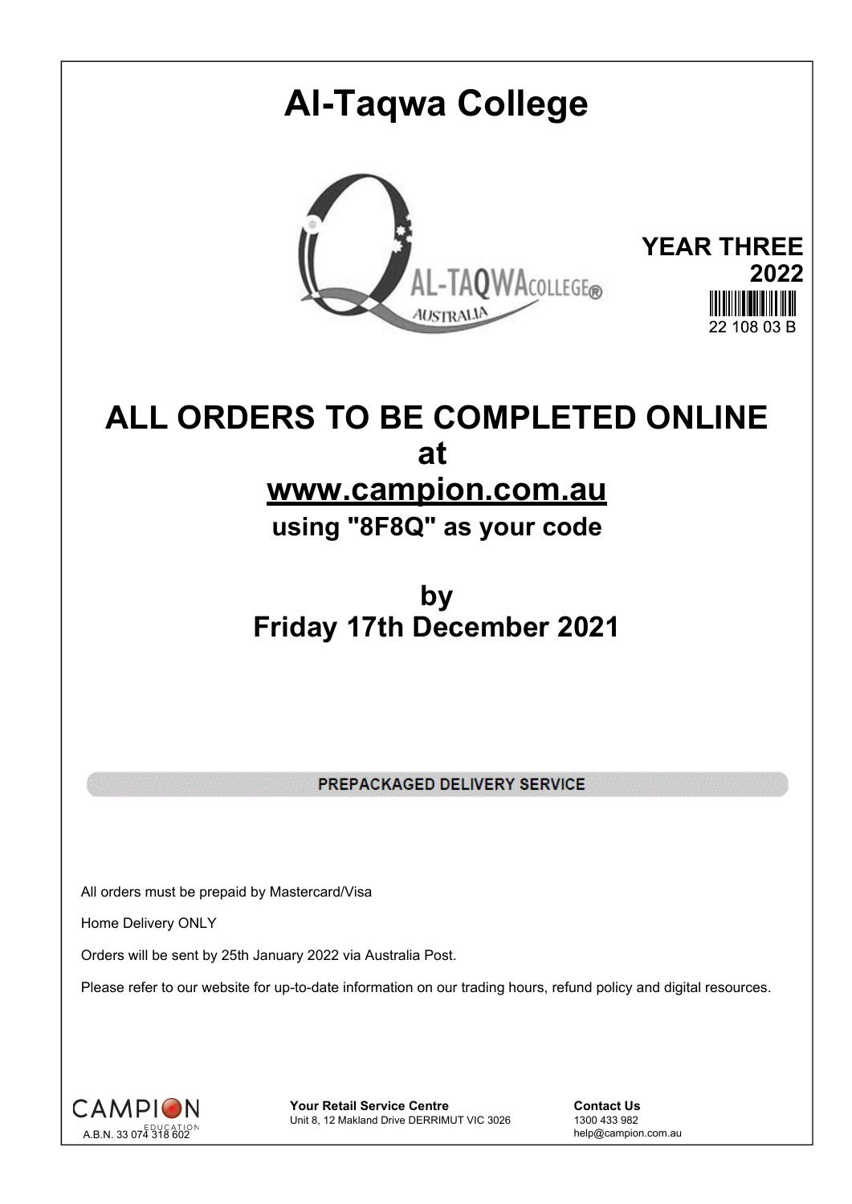# Al-Taqwa College

**YEAR THREE**
**2022**

22 108 03 B

## ALL ORDERS TO BE COMPLETED ONLINE
## at
## www.campion.com.au
### using "8F8Q" as your code

## by
## Friday 17th December 2021

**PREPACKAGED DELIVERY SERVICE**

All orders must be prepaid by Mastercard/Visa

Home Delivery ONLY

Orders will be sent by 25th January 2022 via Australia Post.

Please refer to our website for up-to-date information on our trading hours, refund policy and digital resources.

CAMPION EDUCATION
A.B.N. 33 074 318 602

**Your Retail Service Centre**
Unit 8, 12 Makland Drive DERRIMUT VIC 3026

**Contact Us**
1300 433 982
help@campion.com.au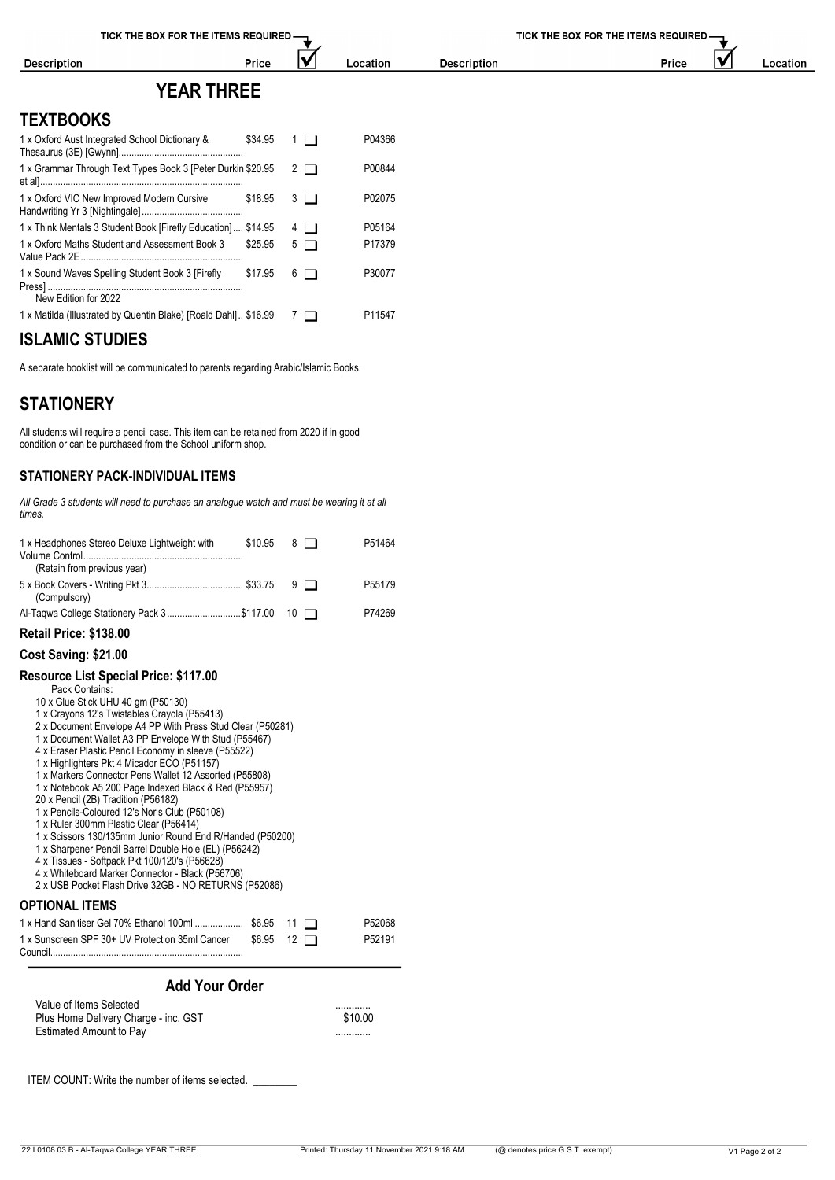# YEAR THREE

## TEXTBOOKS

| Description | Price | ☑ | Location |
|---|---|---|---|
| 1 x Oxford Aust Integrated School Dictionary & Thesaurus (3E) [Gwynn] | $34.95 | 1 ☐ | P04366 |
| 1 x Grammar Through Text Types Book 3 [Peter Durkin et al] | $20.95 | 2 ☐ | P00844 |
| 1 x Oxford VIC New Improved Modern Cursive Handwriting Yr 3 [Nightingale] | $18.95 | 3 ☐ | P02075 |
| 1 x Think Mentals 3 Student Book [Firefly Education] | $14.95 | 4 ☐ | P05164 |
| 1 x Oxford Maths Student and Assessment Book 3 Value Pack 2E | $25.95 | 5 ☐ | P17379 |
| 1 x Sound Waves Spelling Student Book 3 [Firefly Press]<br>New Edition for 2022 | $17.95 | 6 ☐ | P30077 |
| 1 x Matilda (Illustrated by Quentin Blake) [Roald Dahl] | $16.99 | 7 ☐ | P11547 |

## ISLAMIC STUDIES

A separate booklist will be communicated to parents regarding Arabic/Islamic Books.

## STATIONERY

All students will require a pencil case. This item can be retained from 2020 if in good condition or can be purchased from the School uniform shop.

### STATIONERY PACK-INDIVIDUAL ITEMS

*All Grade 3 students will need to purchase an analogue watch and must be wearing it at all times.*

| Description | Price | ☑ | Location |
|---|---|---|---|
| 1 x Headphones Stereo Deluxe Lightweight with Volume Control<br>(Retain from previous year) | $10.95 | 8 ☐ | P51464 |
| 5 x Book Covers - Writing Pkt 3<br>(Compulsory) | $33.75 | 9 ☐ | P55179 |
| Al-Taqwa College Stationery Pack 3 | $117.00 | 10 ☐ | P74269 |

**Retail Price: $138.00**

**Cost Saving: $21.00**

**Resource List Special Price: $117.00**

Pack Contains:
- 10 x Glue Stick UHU 40 gm (P50130)
- 1 x Crayons 12's Twistables Crayola (P55413)
- 2 x Document Envelope A4 PP With Press Stud Clear (P50281)
- 1 x Document Wallet A3 PP Envelope With Stud (P55467)
- 4 x Eraser Plastic Pencil Economy in sleeve (P55522)
- 1 x Highlighters Pkt 4 Micador ECO (P51157)
- 1 x Markers Connector Pens Wallet 12 Assorted (P55808)
- 1 x Notebook A5 200 Page Indexed Black & Red (P55957)
- 20 x Pencil (2B) Tradition (P56182)
- 1 x Pencils-Coloured 12's Noris Club (P50108)
- 1 x Ruler 300mm Plastic Clear (P56414)
- 1 x Scissors 130/135mm Junior Round End R/Handed (P50200)
- 1 x Sharpener Pencil Barrel Double Hole (EL) (P56242)
- 4 x Tissues - Softpack Pkt 100/120's (P56628)
- 4 x Whiteboard Marker Connector - Black (P56706)
- 2 x USB Pocket Flash Drive 32GB - NO RETURNS (P52086)

### OPTIONAL ITEMS

| Description | Price | ☑ | Location |
|---|---|---|---|
| 1 x Hand Sanitiser Gel 70% Ethanol 100ml | $6.95 | 11 ☐ | P52068 |
| 1 x Sunscreen SPF 30+ UV Protection 35ml Cancer Council | $6.95 | 12 ☐ | P52191 |

## Add Your Order

| | |
|---|---|
| Value of Items Selected | ............ |
| Plus Home Delivery Charge - inc. GST | $10.00 |
| Estimated Amount to Pay | ............ |

ITEM COUNT: Write the number of items selected. ________

22 L0108 03 B - Al-Taqwa College YEAR THREE    Printed: Thursday 11 November 2021 9:18 AM    (@ denotes price G.S.T. exempt)